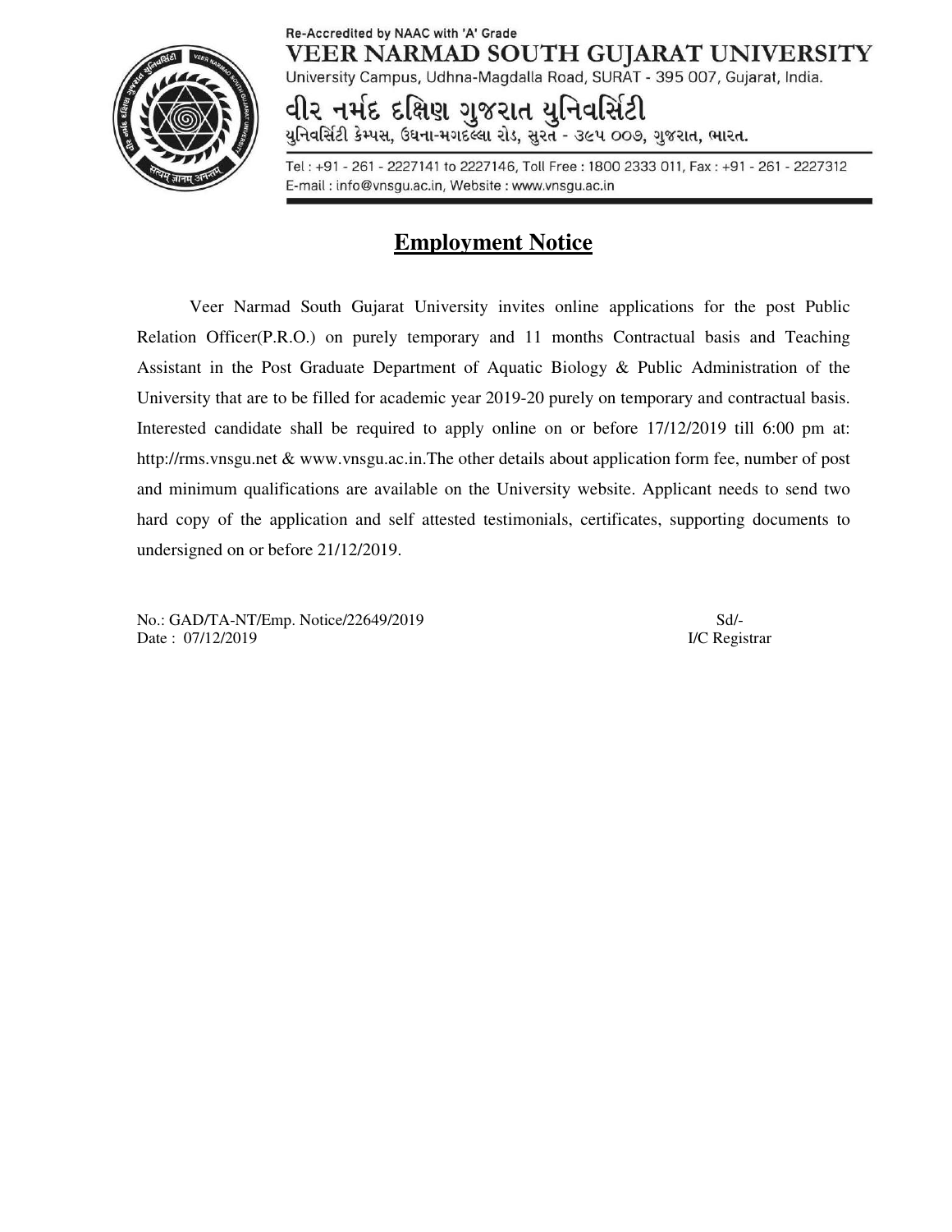Re-Accredited by NAAC with 'A' Grade

**VEER NARMAD SOUTH GUJARAT UNIVERSITY**

University Campus, Udhna-Magdalla Road, SURAT - 395 007, Gujarat, India.

**વીર નર્મદ દક્ષિણ ગુજરાત યુનિવર્સિટી**

યુનિવર્સિટી કેમ્પસ, ઉધના-મગદલ્લા રોડ, સુરત - ૩૯૫ ૦૦૭, ગુજરાત, ભારત.

Tel : +91 - 261 - 2227141 to 2227146, Toll Free : 1800 2333 011, Fax : +91 - 261 - 2227312
E-mail : info@vnsgu.ac.in, Website : www.vnsgu.ac.in

# Employment Notice

Veer Narmad South Gujarat University invites online applications for the post Public Relation Officer(P.R.O.) on purely temporary and 11 months Contractual basis and Teaching Assistant in the Post Graduate Department of Aquatic Biology & Public Administration of the University that are to be filled for academic year 2019-20 purely on temporary and contractual basis. Interested candidate shall be required to apply online on or before 17/12/2019 till 6:00 pm at: http://rms.vnsgu.net & www.vnsgu.ac.in.The other details about application form fee, number of post and minimum qualifications are available on the University website. Applicant needs to send two hard copy of the application and self attested testimonials, certificates, supporting documents to undersigned on or before 21/12/2019.

No.: GAD/TA-NT/Emp. Notice/22649/2019
Date : 07/12/2019

Sd/-
I/C Registrar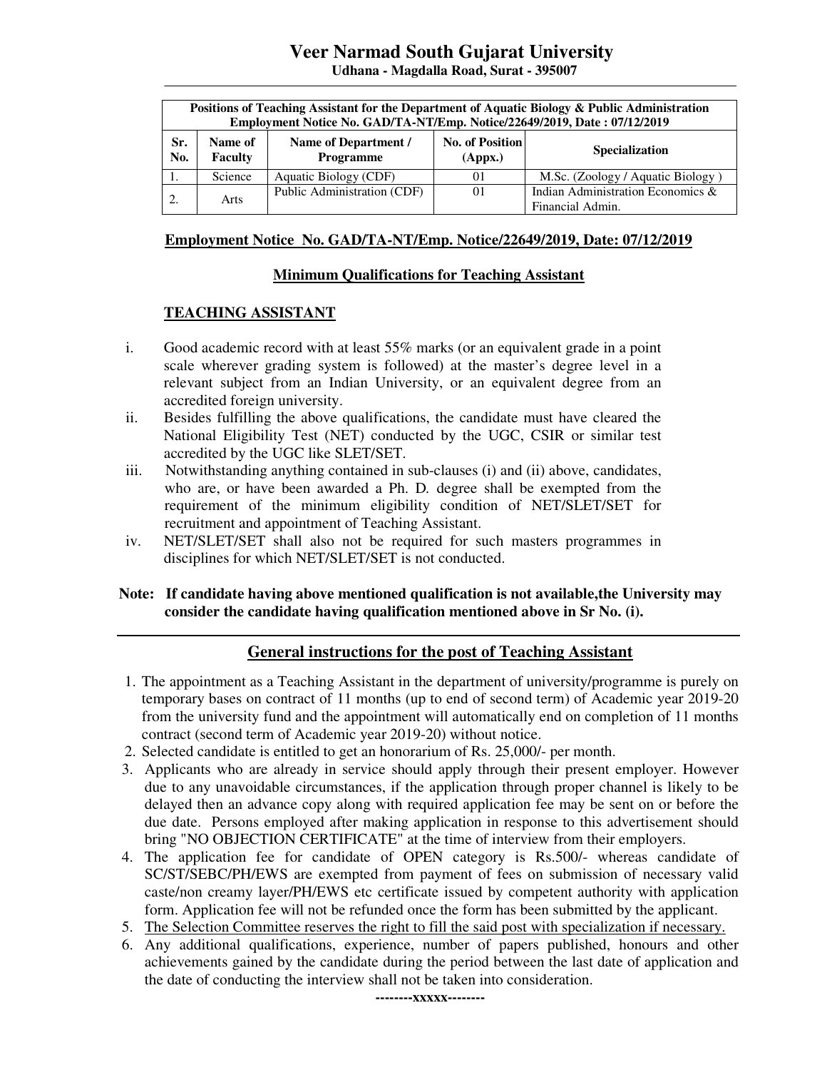# Veer Narmad South Gujarat University

**Udhana - Magdalla Road, Surat - 395007**

| **Positions of Teaching Assistant for the Department of Aquatic Biology & Public Administration Employment Notice No. GAD/TA-NT/Emp. Notice/22649/2019, Date : 07/12/2019** | | | | |
|---|---|---|---|---|
| **Sr. No.** | **Name of Faculty** | **Name of Department / Programme** | **No. of Position (Appx.)** | **Specialization** |
| 1. | Science | Aquatic Biology (CDF) | 01 | M.Sc. (Zoology / Aquatic Biology ) |
| 2. | Arts | Public Administration (CDF) | 01 | Indian Administration Economics & Financial Admin. |

**Employment Notice No. GAD/TA-NT/Emp. Notice/22649/2019, Date: 07/12/2019**

**Minimum Qualifications for Teaching Assistant**

**TEACHING ASSISTANT**

i. Good academic record with at least 55% marks (or an equivalent grade in a point scale wherever grading system is followed) at the master's degree level in a relevant subject from an Indian University, or an equivalent degree from an accredited foreign university.

ii. Besides fulfilling the above qualifications, the candidate must have cleared the National Eligibility Test (NET) conducted by the UGC, CSIR or similar test accredited by the UGC like SLET/SET.

iii. Notwithstanding anything contained in sub-clauses (i) and (ii) above, candidates, who are, or have been awarded a Ph. D. degree shall be exempted from the requirement of the minimum eligibility condition of NET/SLET/SET for recruitment and appointment of Teaching Assistant.

iv. NET/SLET/SET shall also not be required for such masters programmes in disciplines for which NET/SLET/SET is not conducted.

**Note: If candidate having above mentioned qualification is not available,the University may consider the candidate having qualification mentioned above in Sr No. (i).**

---

## General instructions for the post of Teaching Assistant

1. The appointment as a Teaching Assistant in the department of university/programme is purely on temporary bases on contract of 11 months (up to end of second term) of Academic year 2019-20 from the university fund and the appointment will automatically end on completion of 11 months contract (second term of Academic year 2019-20) without notice.
2. Selected candidate is entitled to get an honorarium of Rs. 25,000/- per month.
3. Applicants who are already in service should apply through their present employer. However due to any unavoidable circumstances, if the application through proper channel is likely to be delayed then an advance copy along with required application fee may be sent on or before the due date. Persons employed after making application in response to this advertisement should bring "NO OBJECTION CERTIFICATE" at the time of interview from their employers.
4. The application fee for candidate of OPEN category is Rs.500/- whereas candidate of SC/ST/SEBC/PH/EWS are exempted from payment of fees on submission of necessary valid caste/non creamy layer/PH/EWS etc certificate issued by competent authority with application form. Application fee will not be refunded once the form has been submitted by the applicant.
5. The Selection Committee reserves the right to fill the said post with specialization if necessary.
6. Any additional qualifications, experience, number of papers published, honours and other achievements gained by the candidate during the period between the last date of application and the date of conducting the interview shall not be taken into consideration.

--------xxxxx--------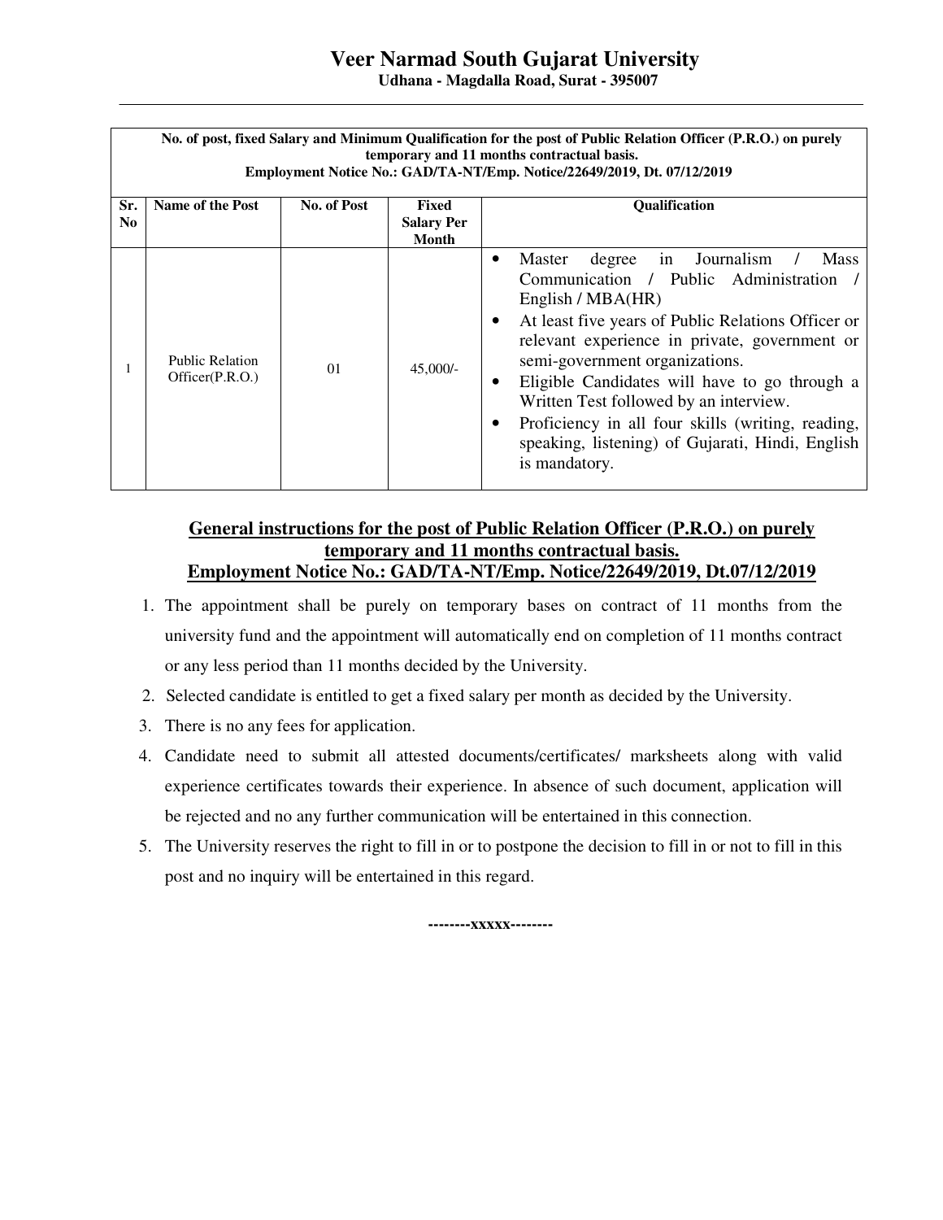# Veer Narmad South Gujarat University

**Udhana - Magdalla Road, Surat - 395007**

**No. of post, fixed Salary and Minimum Qualification for the post of Public Relation Officer (P.R.O.) on purely temporary and 11 months contractual basis.**
**Employment Notice No.: GAD/TA-NT/Emp. Notice/22649/2019, Dt. 07/12/2019**

| Sr. No | Name of the Post | No. of Post | Fixed Salary Per Month | Qualification |
|---|---|---|---|---|
| 1 | Public Relation Officer(P.R.O.) | 01 | 45,000/- | • Master degree in Journalism / Mass Communication / Public Administration / English / MBA(HR)<br>• At least five years of Public Relations Officer or relevant experience in private, government or semi-government organizations.<br>• Eligible Candidates will have to go through a Written Test followed by an interview.<br>• Proficiency in all four skills (writing, reading, speaking, listening) of Gujarati, Hindi, English is mandatory. |

## General instructions for the post of Public Relation Officer (P.R.O.) on purely temporary and 11 months contractual basis.
## Employment Notice No.: GAD/TA-NT/Emp. Notice/22649/2019, Dt.07/12/2019

1. The appointment shall be purely on temporary bases on contract of 11 months from the university fund and the appointment will automatically end on completion of 11 months contract or any less period than 11 months decided by the University.
2. Selected candidate is entitled to get a fixed salary per month as decided by the University.
3. There is no any fees for application.
4. Candidate need to submit all attested documents/certificates/ marksheets along with valid experience certificates towards their experience. In absence of such document, application will be rejected and no any further communication will be entertained in this connection.
5. The University reserves the right to fill in or to postpone the decision to fill in or not to fill in this post and no inquiry will be entertained in this regard.

**--------xxxxx--------**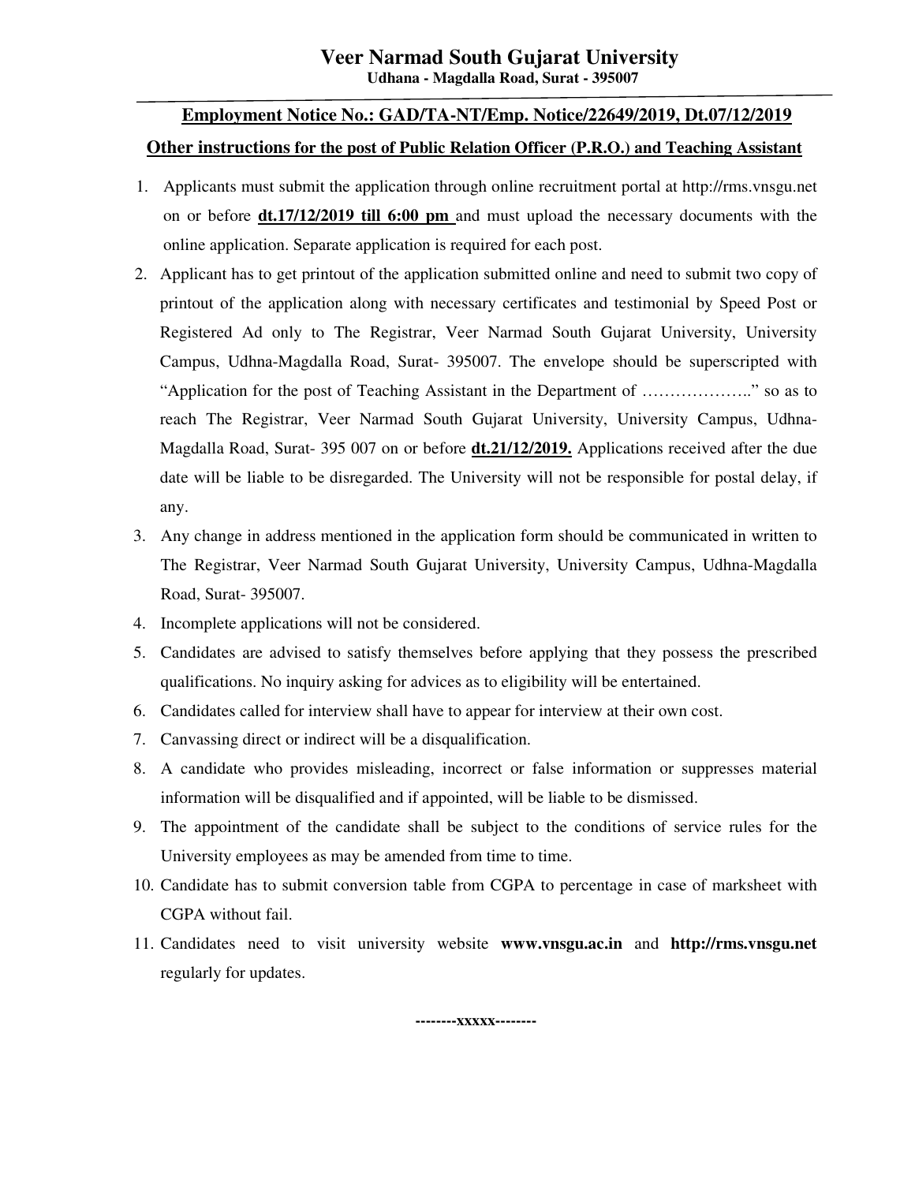# Veer Narmad South Gujarat University

**Udhana - Magdalla Road, Surat - 395007**

## Employment Notice No.: GAD/TA-NT/Emp. Notice/22649/2019, Dt.07/12/2019

### Other instructions for the post of Public Relation Officer (P.R.O.) and Teaching Assistant

1. Applicants must submit the application through online recruitment portal at http://rms.vnsgu.net on or before **dt.17/12/2019 till 6:00 pm** and must upload the necessary documents with the online application. Separate application is required for each post.
2. Applicant has to get printout of the application submitted online and need to submit two copy of printout of the application along with necessary certificates and testimonial by Speed Post or Registered Ad only to The Registrar, Veer Narmad South Gujarat University, University Campus, Udhna-Magdalla Road, Surat- 395007. The envelope should be superscripted with "Application for the post of Teaching Assistant in the Department of ……………….." so as to reach The Registrar, Veer Narmad South Gujarat University, University Campus, Udhna-Magdalla Road, Surat- 395 007 on or before **dt.21/12/2019.** Applications received after the due date will be liable to be disregarded. The University will not be responsible for postal delay, if any.
3. Any change in address mentioned in the application form should be communicated in written to The Registrar, Veer Narmad South Gujarat University, University Campus, Udhna-Magdalla Road, Surat- 395007.
4. Incomplete applications will not be considered.
5. Candidates are advised to satisfy themselves before applying that they possess the prescribed qualifications. No inquiry asking for advices as to eligibility will be entertained.
6. Candidates called for interview shall have to appear for interview at their own cost.
7. Canvassing direct or indirect will be a disqualification.
8. A candidate who provides misleading, incorrect or false information or suppresses material information will be disqualified and if appointed, will be liable to be dismissed.
9. The appointment of the candidate shall be subject to the conditions of service rules for the University employees as may be amended from time to time.
10. Candidate has to submit conversion table from CGPA to percentage in case of marksheet with CGPA without fail.
11. Candidates need to visit university website **www.vnsgu.ac.in** and **http://rms.vnsgu.net** regularly for updates.

--------xxxxx--------